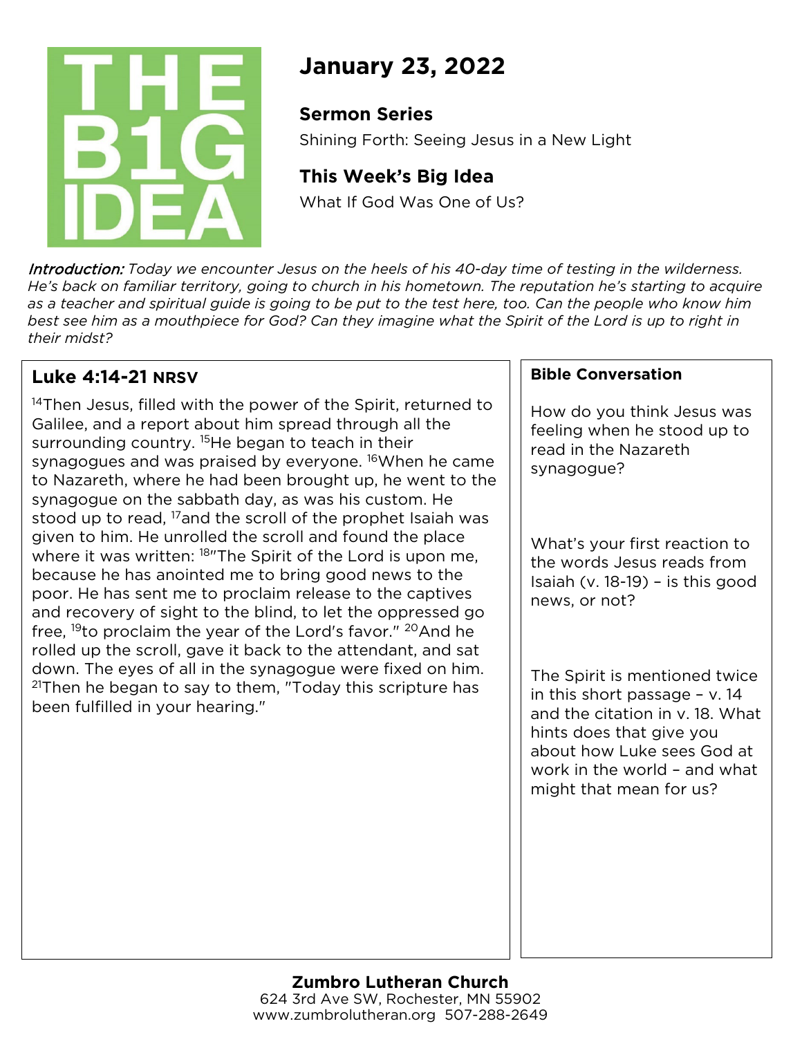THE B1G IDEA

# January 23, 2022

### Sermon Series

Shining Forth: Seeing Jesus in a New Light

### This Week's Big Idea

What If God Was One of Us?

*Introduction: Today we encounter Jesus on the heels of his 40-day time of testing in the wilderness. He's back on familiar territory, going to church in his hometown. The reputation he's starting to acquire as a teacher and spiritual guide is going to be put to the test here, too. Can the people who know him best see him as a mouthpiece for God? Can they imagine what the Spirit of the Lord is up to right in their midst?*

## Luke 4:14-21 NRSV

[14]Then Jesus, filled with the power of the Spirit, returned to Galilee, and a report about him spread through all the surrounding country. [15]He began to teach in their synagogues and was praised by everyone. [16]When he came to Nazareth, where he had been brought up, he went to the synagogue on the sabbath day, as was his custom. He stood up to read, [17]and the scroll of the prophet Isaiah was given to him. He unrolled the scroll and found the place where it was written: [18]"The Spirit of the Lord is upon me, because he has anointed me to bring good news to the poor. He has sent me to proclaim release to the captives and recovery of sight to the blind, to let the oppressed go free, [19]to proclaim the year of the Lord's favor." [20]And he rolled up the scroll, gave it back to the attendant, and sat down. The eyes of all in the synagogue were fixed on him. [21]Then he began to say to them, "Today this scripture has been fulfilled in your hearing."

### Bible Conversation

How do you think Jesus was feeling when he stood up to read in the Nazareth synagogue?

What's your first reaction to the words Jesus reads from Isaiah (v. 18-19) – is this good news, or not?

The Spirit is mentioned twice in this short passage – v. 14 and the citation in v. 18. What hints does that give you about how Luke sees God at work in the world – and what might that mean for us?

**Zumbro Lutheran Church**
624 3rd Ave SW, Rochester, MN 55902
www.zumbrolutheran.org 507-288-2649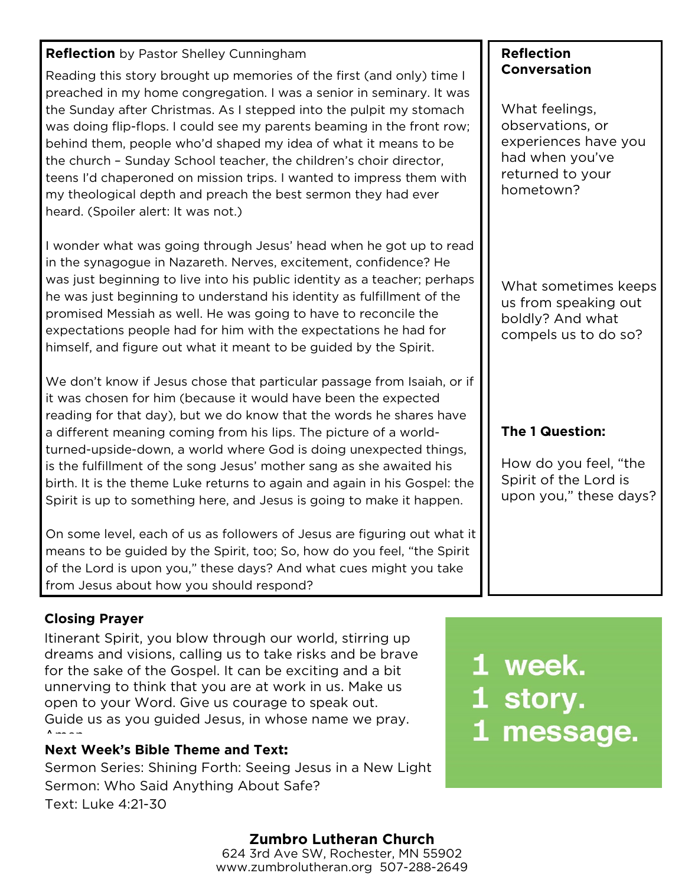**Reflection** by Pastor Shelley Cunningham

Reading this story brought up memories of the first (and only) time I preached in my home congregation. I was a senior in seminary. It was the Sunday after Christmas. As I stepped into the pulpit my stomach was doing flip-flops. I could see my parents beaming in the front row; behind them, people who'd shaped my idea of what it means to be the church – Sunday School teacher, the children's choir director, teens I'd chaperoned on mission trips. I wanted to impress them with my theological depth and preach the best sermon they had ever heard. (Spoiler alert: It was not.)

I wonder what was going through Jesus' head when he got up to read in the synagogue in Nazareth. Nerves, excitement, confidence? He was just beginning to live into his public identity as a teacher; perhaps he was just beginning to understand his identity as fulfillment of the promised Messiah as well. He was going to have to reconcile the expectations people had for him with the expectations he had for himself, and figure out what it meant to be guided by the Spirit.

We don't know if Jesus chose that particular passage from Isaiah, or if it was chosen for him (because it would have been the expected reading for that day), but we do know that the words he shares have a different meaning coming from his lips. The picture of a world-turned-upside-down, a world where God is doing unexpected things, is the fulfillment of the song Jesus' mother sang as she awaited his birth. It is the theme Luke returns to again and again in his Gospel: the Spirit is up to something here, and Jesus is going to make it happen.

On some level, each of us as followers of Jesus are figuring out what it means to be guided by the Spirit, too; So, how do you feel, "the Spirit of the Lord is upon you," these days? And what cues might you take from Jesus about how you should respond?

**Reflection Conversation**

What feelings, observations, or experiences have you had when you've returned to your hometown?

What sometimes keeps us from speaking out boldly? And what compels us to do so?

**The 1 Question:**

How do you feel, "the Spirit of the Lord is upon you," these days?

**Closing Prayer**

Itinerant Spirit, you blow through our world, stirring up dreams and visions, calling us to take risks and be brave for the sake of the Gospel. It can be exciting and a bit unnerving to think that you are at work in us. Make us open to your Word. Give us courage to speak out. Guide us as you guided Jesus, in whose name we pray. Amen.

**Next Week's Bible Theme and Text:**

Sermon Series: Shining Forth: Seeing Jesus in a New Light
Sermon: Who Said Anything About Safe?
Text: Luke 4:21-30

**1 week.**
**1 story.**
**1 message.**

**Zumbro Lutheran Church**
624 3rd Ave SW, Rochester, MN 55902
www.zumbrolutheran.org 507-288-2649